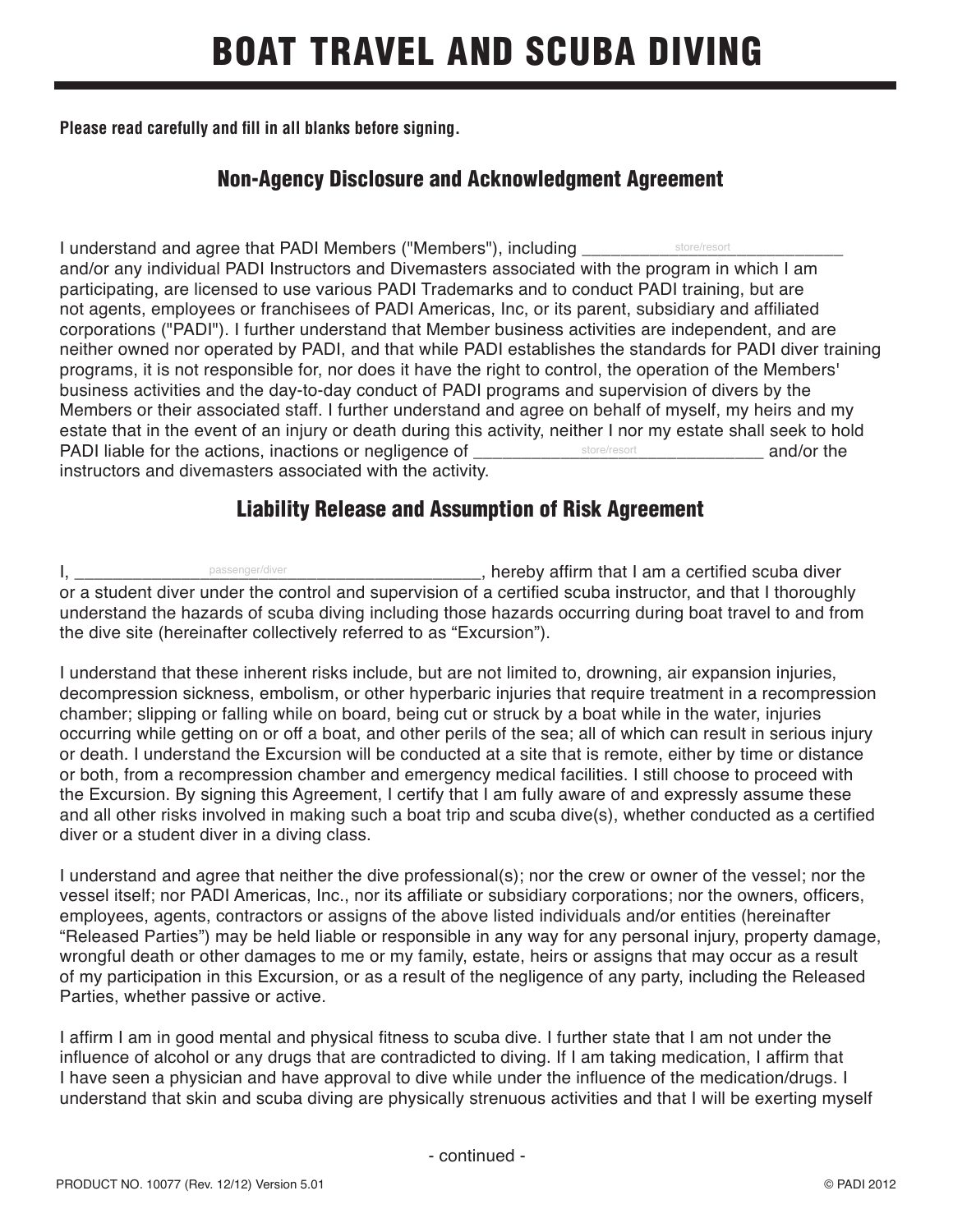# BOAT TRAVEL AND SCUBA DIVING

**Please read carefully and fill in all blanks before signing.**

## Non-Agency Disclosure and Acknowledgment Agreement

I understand and agree that PADI Members ("Members"), including ____________store/resort____________ and/or any individual PADI Instructors and Divemasters associated with the program in which I am participating, are licensed to use various PADI Trademarks and to conduct PADI training, but are not agents, employees or franchisees of PADI Americas, Inc, or its parent, subsidiary and affiliated corporations ("PADI"). I further understand that Member business activities are independent, and are neither owned nor operated by PADI, and that while PADI establishes the standards for PADI diver training programs, it is not responsible for, nor does it have the right to control, the operation of the Members' business activities and the day-to-day conduct of PADI programs and supervision of divers by the Members or their associated staff. I further understand and agree on behalf of myself, my heirs and my estate that in the event of an injury or death during this activity, neither I nor my estate shall seek to hold PADI liable for the actions, inactions or negligence of ______________store/resort______________ and/or the instructors and divemasters associated with the activity.

## Liability Release and Assumption of Risk Agreement

I, ______________passenger/diver______________________, hereby affirm that I am a certified scuba diver or a student diver under the control and supervision of a certified scuba instructor, and that I thoroughly understand the hazards of scuba diving including those hazards occurring during boat travel to and from the dive site (hereinafter collectively referred to as "Excursion").

I understand that these inherent risks include, but are not limited to, drowning, air expansion injuries, decompression sickness, embolism, or other hyperbaric injuries that require treatment in a recompression chamber; slipping or falling while on board, being cut or struck by a boat while in the water, injuries occurring while getting on or off a boat, and other perils of the sea; all of which can result in serious injury or death. I understand the Excursion will be conducted at a site that is remote, either by time or distance or both, from a recompression chamber and emergency medical facilities. I still choose to proceed with the Excursion. By signing this Agreement, I certify that I am fully aware of and expressly assume these and all other risks involved in making such a boat trip and scuba dive(s), whether conducted as a certified diver or a student diver in a diving class.

I understand and agree that neither the dive professional(s); nor the crew or owner of the vessel; nor the vessel itself; nor PADI Americas, Inc., nor its affiliate or subsidiary corporations; nor the owners, officers, employees, agents, contractors or assigns of the above listed individuals and/or entities (hereinafter "Released Parties") may be held liable or responsible in any way for any personal injury, property damage, wrongful death or other damages to me or my family, estate, heirs or assigns that may occur as a result of my participation in this Excursion, or as a result of the negligence of any party, including the Released Parties, whether passive or active.

I affirm I am in good mental and physical fitness to scuba dive. I further state that I am not under the influence of alcohol or any drugs that are contradicted to diving. If I am taking medication, I affirm that I have seen a physician and have approval to dive while under the influence of the medication/drugs. I understand that skin and scuba diving are physically strenuous activities and that I will be exerting myself

- continued -

PRODUCT NO. 10077 (Rev. 12/12) Version 5.01

© PADI 2012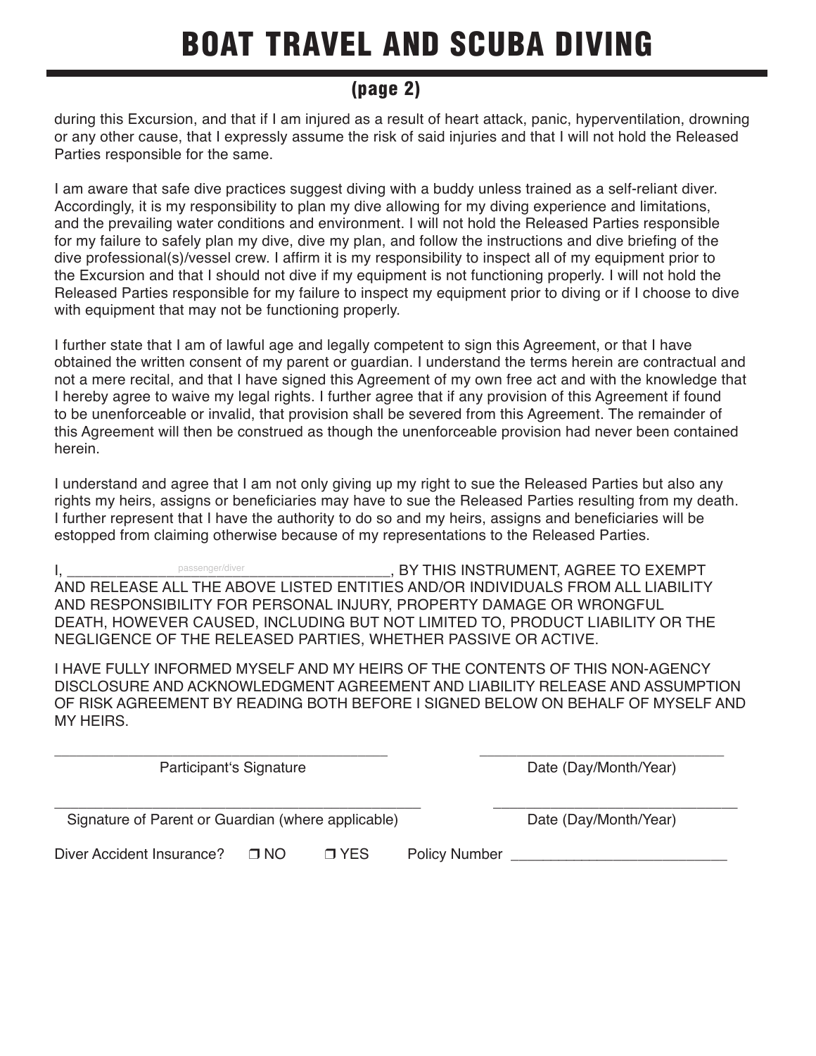# BOAT TRAVEL AND SCUBA DIVING

## (page 2)

during this Excursion, and that if I am injured as a result of heart attack, panic, hyperventilation, drowning or any other cause, that I expressly assume the risk of said injuries and that I will not hold the Released Parties responsible for the same.

I am aware that safe dive practices suggest diving with a buddy unless trained as a self-reliant diver. Accordingly, it is my responsibility to plan my dive allowing for my diving experience and limitations, and the prevailing water conditions and environment. I will not hold the Released Parties responsible for my failure to safely plan my dive, dive my plan, and follow the instructions and dive briefing of the dive professional(s)/vessel crew. I affirm it is my responsibility to inspect all of my equipment prior to the Excursion and that I should not dive if my equipment is not functioning properly. I will not hold the Released Parties responsible for my failure to inspect my equipment prior to diving or if I choose to dive with equipment that may not be functioning properly.

I further state that I am of lawful age and legally competent to sign this Agreement, or that I have obtained the written consent of my parent or guardian. I understand the terms herein are contractual and not a mere recital, and that I have signed this Agreement of my own free act and with the knowledge that I hereby agree to waive my legal rights. I further agree that if any provision of this Agreement if found to be unenforceable or invalid, that provision shall be severed from this Agreement. The remainder of this Agreement will then be construed as though the unenforceable provision had never been contained herein.

I understand and agree that I am not only giving up my right to sue the Released Parties but also any rights my heirs, assigns or beneficiaries may have to sue the Released Parties resulting from my death. I further represent that I have the authority to do so and my heirs, assigns and beneficiaries will be estopped from claiming otherwise because of my representations to the Released Parties.

I, ________________passenger/diver________________, BY THIS INSTRUMENT, AGREE TO EXEMPT AND RELEASE ALL THE ABOVE LISTED ENTITIES AND/OR INDIVIDUALS FROM ALL LIABILITY AND RESPONSIBILITY FOR PERSONAL INJURY, PROPERTY DAMAGE OR WRONGFUL DEATH, HOWEVER CAUSED, INCLUDING BUT NOT LIMITED TO, PRODUCT LIABILITY OR THE NEGLIGENCE OF THE RELEASED PARTIES, WHETHER PASSIVE OR ACTIVE.

I HAVE FULLY INFORMED MYSELF AND MY HEIRS OF THE CONTENTS OF THIS NON-AGENCY DISCLOSURE AND ACKNOWLEDGMENT AGREEMENT AND LIABILITY RELEASE AND ASSUMPTION OF RISK AGREEMENT BY READING BOTH BEFORE I SIGNED BELOW ON BEHALF OF MYSELF AND MY HEIRS.

______________________________________ ______________________________

Participant's Signature Date (Day/Month/Year)

______________________________________ ______________________________

Signature of Parent or Guardian (where applicable) Date (Day/Month/Year)

Diver Accident Insurance? ❒ NO ❒ YES Policy Number ___________________________